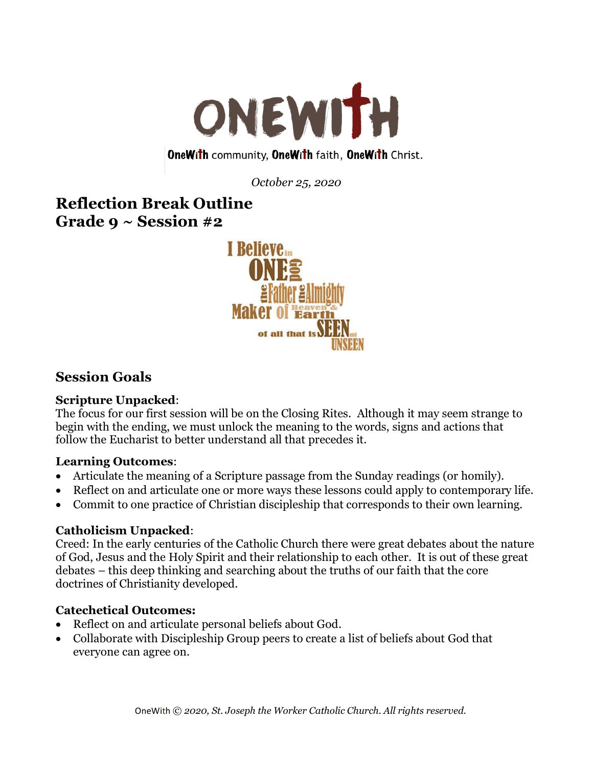# ONEWITH

OneWith community, OneWith faith, OneWith Christ.

*October 25, 2020*

## Reflection Break Outline
## Grade 9 ~ Session #2

I Believe in ONE God the Father the Almighty Maker of Heaven & Earth of all that is SEEN and UNSEEN

## Session Goals

**Scripture Unpacked**:
The focus for our first session will be on the Closing Rites. Although it may seem strange to begin with the ending, we must unlock the meaning to the words, signs and actions that follow the Eucharist to better understand all that precedes it.

**Learning Outcomes**:

- Articulate the meaning of a Scripture passage from the Sunday readings (or homily).
- Reflect on and articulate one or more ways these lessons could apply to contemporary life.
- Commit to one practice of Christian discipleship that corresponds to their own learning.

**Catholicism Unpacked**:
Creed: In the early centuries of the Catholic Church there were great debates about the nature of God, Jesus and the Holy Spirit and their relationship to each other. It is out of these great debates – this deep thinking and searching about the truths of our faith that the core doctrines of Christianity developed.

**Catechetical Outcomes:**

- Reflect on and articulate personal beliefs about God.
- Collaborate with Discipleship Group peers to create a list of beliefs about God that everyone can agree on.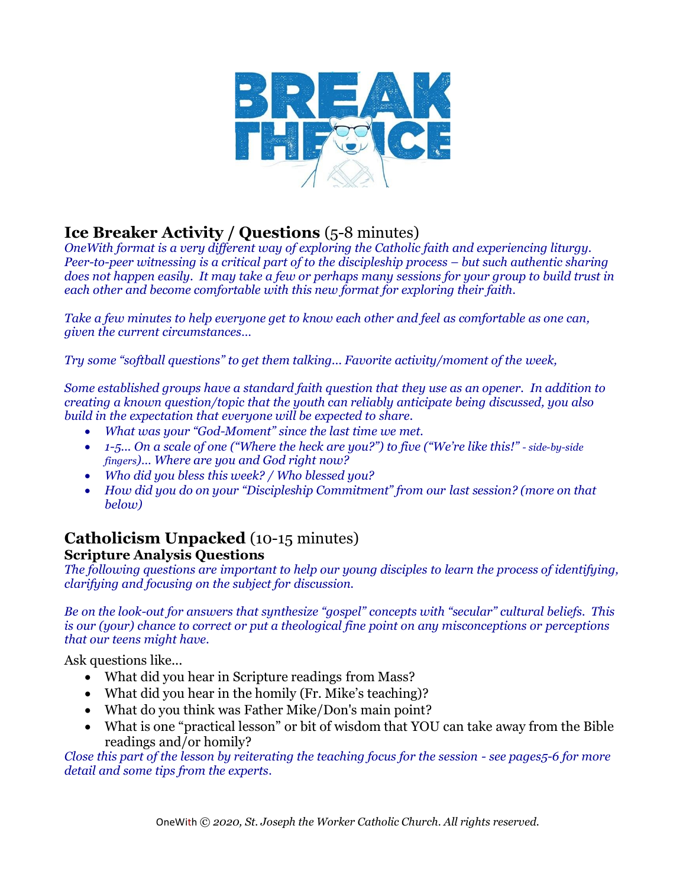## Ice Breaker Activity / Questions (5-8 minutes)

*OneWith format is a very different way of exploring the Catholic faith and experiencing liturgy. Peer-to-peer witnessing is a critical part of to the discipleship process – but such authentic sharing does not happen easily. It may take a few or perhaps many sessions for your group to build trust in each other and become comfortable with this new format for exploring their faith.*

*Take a few minutes to help everyone get to know each other and feel as comfortable as one can, given the current circumstances…*

*Try some "softball questions" to get them talking… Favorite activity/moment of the week,*

*Some established groups have a standard faith question that they use as an opener. In addition to creating a known question/topic that the youth can reliably anticipate being discussed, you also build in the expectation that everyone will be expected to share.*

- *What was your "God-Moment" since the last time we met.*
- *1-5… On a scale of one ("Where the heck are you?") to five ("We're like this!" - side-by-side fingers)… Where are you and God right now?*
- *Who did you bless this week? / Who blessed you?*
- *How did you do on your "Discipleship Commitment" from our last session? (more on that below)*

## Catholicism Unpacked (10-15 minutes)

### Scripture Analysis Questions

*The following questions are important to help our young disciples to learn the process of identifying, clarifying and focusing on the subject for discussion.*

*Be on the look-out for answers that synthesize "gospel" concepts with "secular" cultural beliefs. This is our (your) chance to correct or put a theological fine point on any misconceptions or perceptions that our teens might have.*

Ask questions like…

- What did you hear in Scripture readings from Mass?
- What did you hear in the homily (Fr. Mike's teaching)?
- What do you think was Father Mike/Don's main point?
- What is one "practical lesson" or bit of wisdom that YOU can take away from the Bible readings and/or homily?

*Close this part of the lesson by reiterating the teaching focus for the session - see pages5-6 for more detail and some tips from the experts.*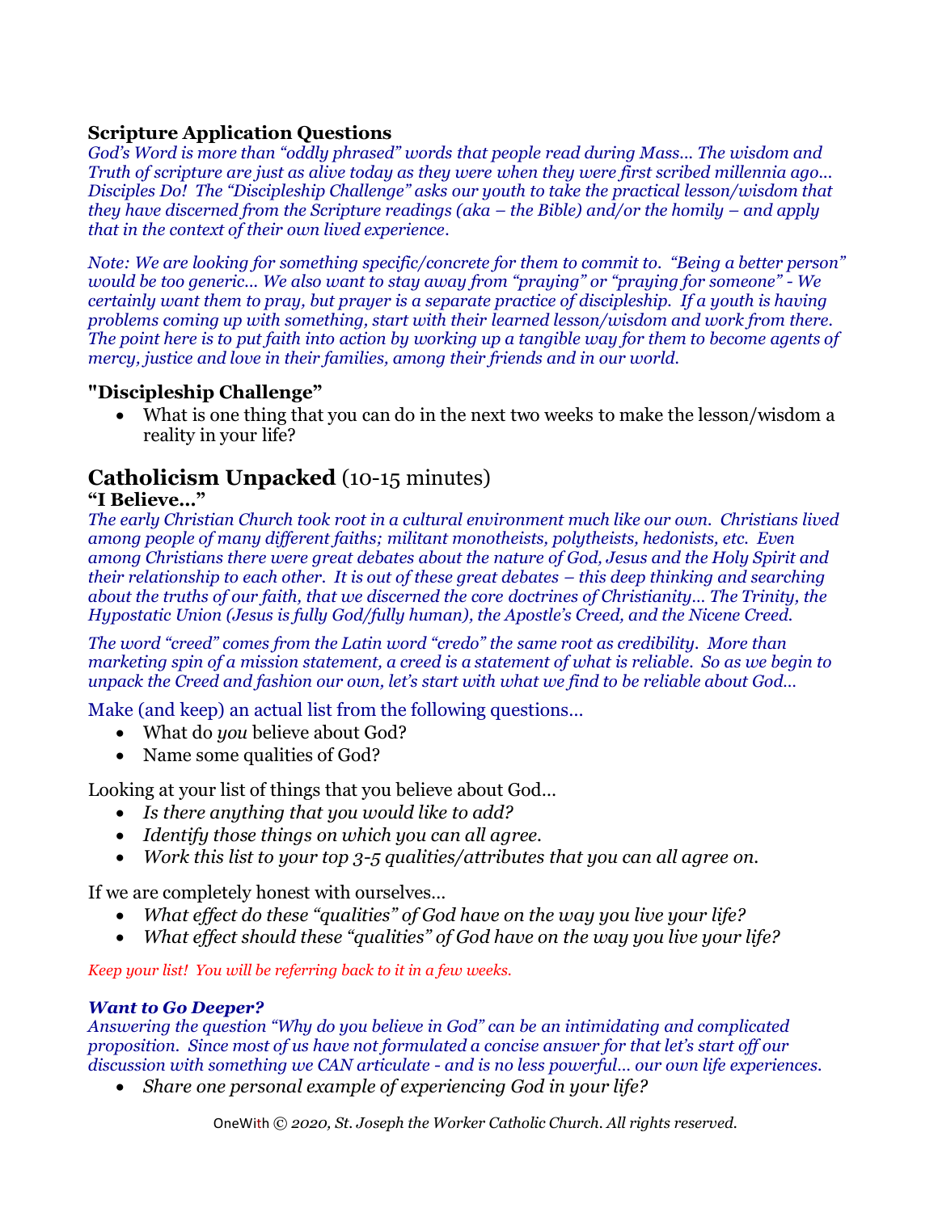### Scripture Application Questions

*God's Word is more than "oddly phrased" words that people read during Mass... The wisdom and Truth of scripture are just as alive today as they were when they were first scribed millennia ago... Disciples Do! The "Discipleship Challenge" asks our youth to take the practical lesson/wisdom that they have discerned from the Scripture readings (aka – the Bible) and/or the homily – and apply that in the context of their own lived experience.*

*Note: We are looking for something specific/concrete for them to commit to. "Being a better person" would be too generic... We also want to stay away from "praying" or "praying for someone" - We certainly want them to pray, but prayer is a separate practice of discipleship. If a youth is having problems coming up with something, start with their learned lesson/wisdom and work from there. The point here is to put faith into action by working up a tangible way for them to become agents of mercy, justice and love in their families, among their friends and in our world.*

### "Discipleship Challenge"

- What is one thing that you can do in the next two weeks to make the lesson/wisdom a reality in your life?

## Catholicism Unpacked (10-15 minutes)

### "I Believe..."

*The early Christian Church took root in a cultural environment much like our own. Christians lived among people of many different faiths; militant monotheists, polytheists, hedonists, etc. Even among Christians there were great debates about the nature of God, Jesus and the Holy Spirit and their relationship to each other. It is out of these great debates – this deep thinking and searching about the truths of our faith, that we discerned the core doctrines of Christianity... The Trinity, the Hypostatic Union (Jesus is fully God/fully human), the Apostle's Creed, and the Nicene Creed.*

*The word "creed" comes from the Latin word "credo" the same root as credibility. More than marketing spin of a mission statement, a creed is a statement of what is reliable. So as we begin to unpack the Creed and fashion our own, let's start with what we find to be reliable about God...*

Make (and keep) an actual list from the following questions...

- What do *you* believe about God?
- Name some qualities of God?

Looking at your list of things that you believe about God...

- *Is there anything that you would like to add?*
- *Identify those things on which you can all agree.*
- *Work this list to your top 3-5 qualities/attributes that you can all agree on.*

If we are completely honest with ourselves...

- *What effect do these "qualities" of God have on the way you live your life?*
- *What effect should these "qualities" of God have on the way you live your life?*

*Keep your list! You will be referring back to it in a few weeks.*

***Want to Go Deeper?***

*Answering the question "Why do you believe in God" can be an intimidating and complicated proposition. Since most of us have not formulated a concise answer for that let's start off our discussion with something we CAN articulate - and is no less powerful... our own life experiences.*

- *Share one personal example of experiencing God in your life?*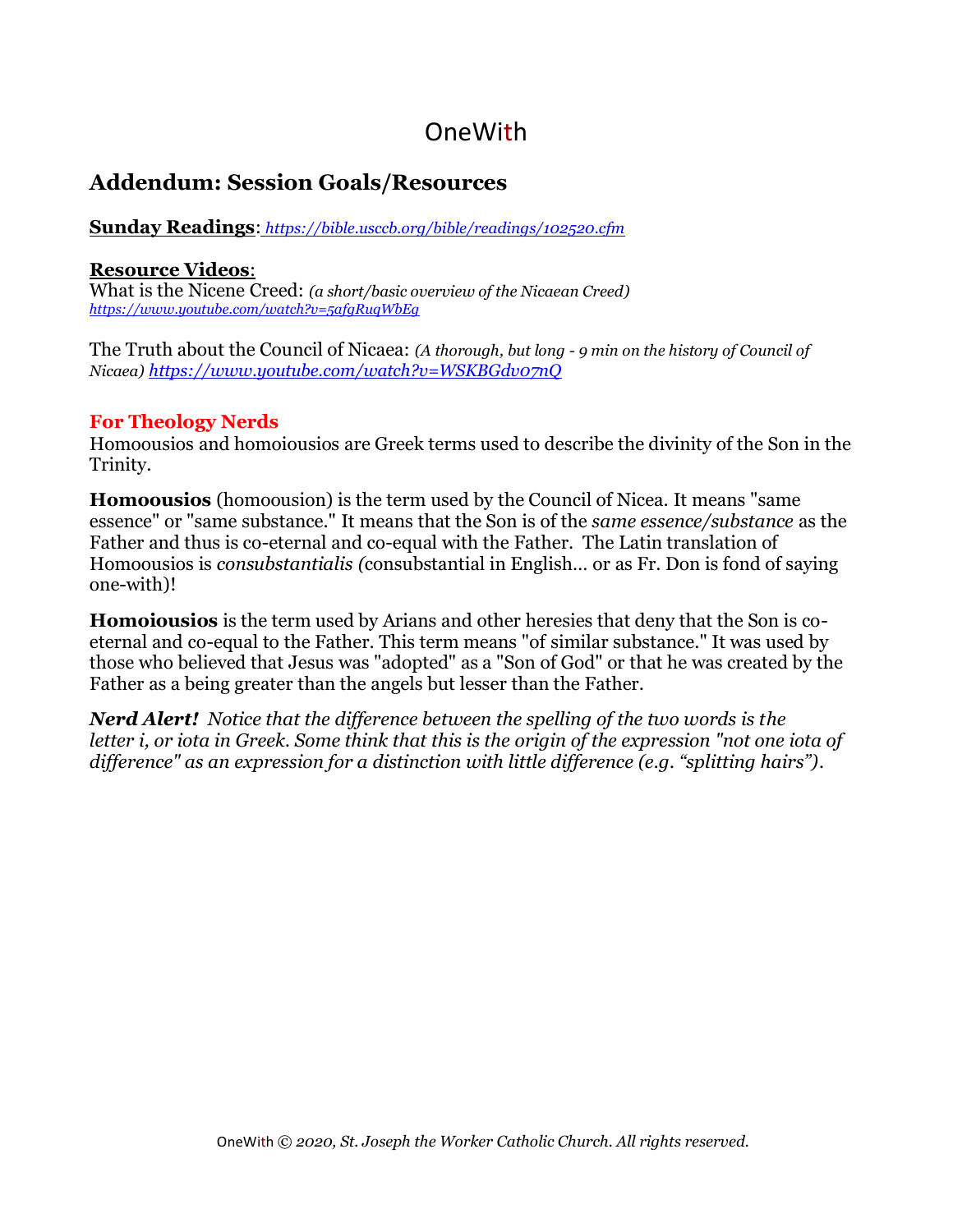# OneWith

## Addendum: Session Goals/Resources

**Sunday Readings**: *https://bible.usccb.org/bible/readings/102520.cfm*

**Resource Videos**:
What is the Nicene Creed: *(a short/basic overview of the Nicaean Creed)*
*https://www.youtube.com/watch?v=5afgRugWbEg*

The Truth about the Council of Nicaea: *(A thorough, but long - 9 min on the history of Council of Nicaea)* *https://www.youtube.com/watch?v=WSKBGdv07nQ*

### For Theology Nerds

Homoousios and homoiousios are Greek terms used to describe the divinity of the Son in the Trinity.

**Homoousios** (homoousion) is the term used by the Council of Nicea. It means "same essence" or "same substance." It means that the Son is of the *same essence/substance* as the Father and thus is co-eternal and co-equal with the Father. The Latin translation of Homoousios is *consubstantialis (*consubstantial in English… or as Fr. Don is fond of saying one-with)!

**Homoiousios** is the term used by Arians and other heresies that deny that the Son is co-eternal and co-equal to the Father. This term means "of similar substance." It was used by those who believed that Jesus was "adopted" as a "Son of God" or that he was created by the Father as a being greater than the angels but lesser than the Father.

***Nerd Alert!*** *Notice that the difference between the spelling of the two words is the letter i, or iota in Greek. Some think that this is the origin of the expression "not one iota of difference" as an expression for a distinction with little difference (e.g. "splitting hairs").*

OneWith © *2020, St. Joseph the Worker Catholic Church. All rights reserved.*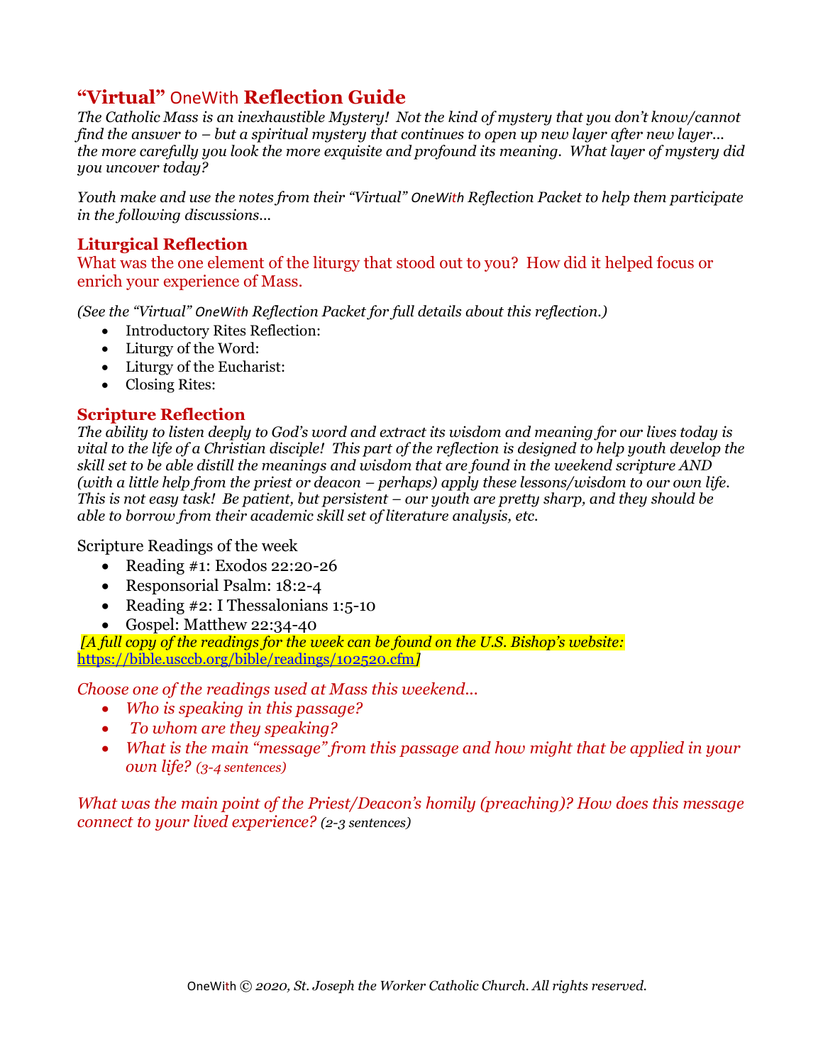## "Virtual" OneWith Reflection Guide

*The Catholic Mass is an inexhaustible Mystery! Not the kind of mystery that you don't know/cannot find the answer to – but a spiritual mystery that continues to open up new layer after new layer… the more carefully you look the more exquisite and profound its meaning. What layer of mystery did you uncover today?*

*Youth make and use the notes from their "Virtual" OneWith Reflection Packet to help them participate in the following discussions…*

### Liturgical Reflection

What was the one element of the liturgy that stood out to you? How did it helped focus or enrich your experience of Mass.

*(See the "Virtual" OneWith Reflection Packet for full details about this reflection.)*

- Introductory Rites Reflection:
- Liturgy of the Word:
- Liturgy of the Eucharist:
- Closing Rites:

### Scripture Reflection

*The ability to listen deeply to God's word and extract its wisdom and meaning for our lives today is vital to the life of a Christian disciple! This part of the reflection is designed to help youth develop the skill set to be able distill the meanings and wisdom that are found in the weekend scripture AND (with a little help from the priest or deacon – perhaps) apply these lessons/wisdom to our own life. This is not easy task! Be patient, but persistent – our youth are pretty sharp, and they should be able to borrow from their academic skill set of literature analysis, etc.*

Scripture Readings of the week

- Reading #1: Exodos 22:20-26
- Responsorial Psalm: 18:2-4
- Reading #2: I Thessalonians 1:5-10
- Gospel: Matthew 22:34-40

*[A full copy of the readings for the week can be found on the U.S. Bishop's website: https://bible.usccb.org/bible/readings/102520.cfm]*

*Choose one of the readings used at Mass this weekend…*

- *Who is speaking in this passage?*
- *To whom are they speaking?*
- *What is the main "message" from this passage and how might that be applied in your own life? (3-4 sentences)*

*What was the main point of the Priest/Deacon's homily (preaching)? How does this message connect to your lived experience? (2-3 sentences)*

OneWith © *2020, St. Joseph the Worker Catholic Church. All rights reserved.*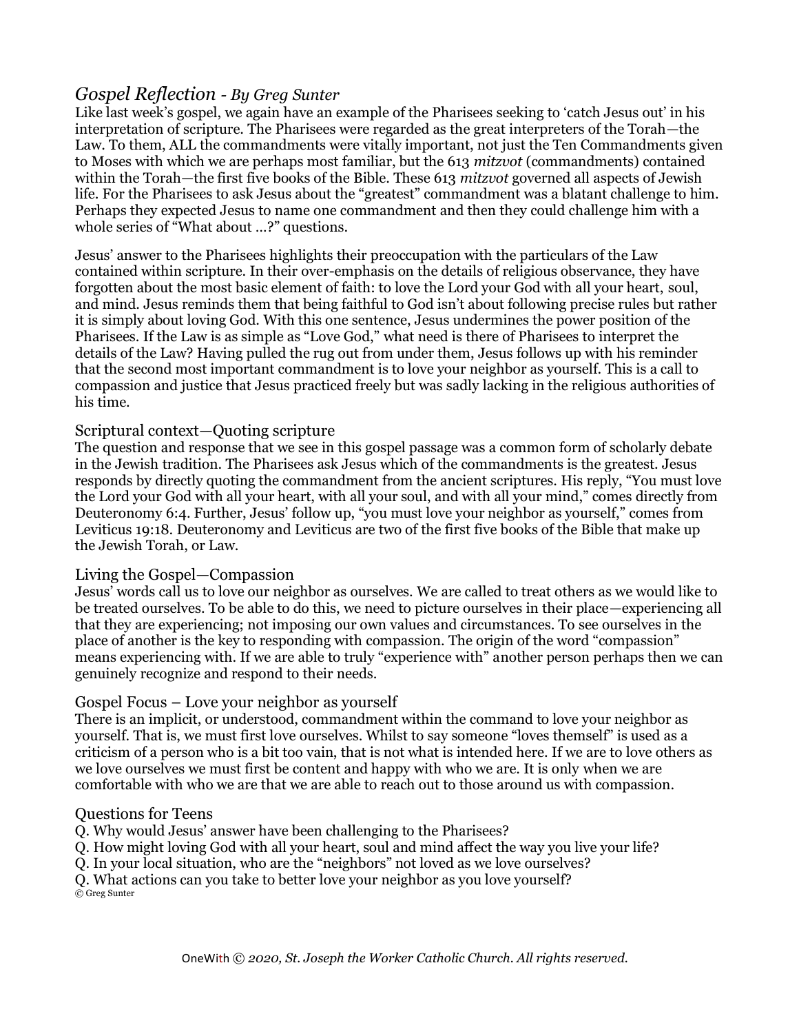## *Gospel Reflection - By Greg Sunter*

Like last week's gospel, we again have an example of the Pharisees seeking to 'catch Jesus out' in his interpretation of scripture. The Pharisees were regarded as the great interpreters of the Torah—the Law. To them, ALL the commandments were vitally important, not just the Ten Commandments given to Moses with which we are perhaps most familiar, but the 613 *mitzvot* (commandments) contained within the Torah—the first five books of the Bible. These 613 *mitzvot* governed all aspects of Jewish life. For the Pharisees to ask Jesus about the "greatest" commandment was a blatant challenge to him. Perhaps they expected Jesus to name one commandment and then they could challenge him with a whole series of "What about …?" questions.

Jesus' answer to the Pharisees highlights their preoccupation with the particulars of the Law contained within scripture. In their over-emphasis on the details of religious observance, they have forgotten about the most basic element of faith: to love the Lord your God with all your heart, soul, and mind. Jesus reminds them that being faithful to God isn't about following precise rules but rather it is simply about loving God. With this one sentence, Jesus undermines the power position of the Pharisees. If the Law is as simple as "Love God," what need is there of Pharisees to interpret the details of the Law? Having pulled the rug out from under them, Jesus follows up with his reminder that the second most important commandment is to love your neighbor as yourself. This is a call to compassion and justice that Jesus practiced freely but was sadly lacking in the religious authorities of his time.

### Scriptural context—Quoting scripture

The question and response that we see in this gospel passage was a common form of scholarly debate in the Jewish tradition. The Pharisees ask Jesus which of the commandments is the greatest. Jesus responds by directly quoting the commandment from the ancient scriptures. His reply, "You must love the Lord your God with all your heart, with all your soul, and with all your mind," comes directly from Deuteronomy 6:4. Further, Jesus' follow up, "you must love your neighbor as yourself," comes from Leviticus 19:18. Deuteronomy and Leviticus are two of the first five books of the Bible that make up the Jewish Torah, or Law.

### Living the Gospel—Compassion

Jesus' words call us to love our neighbor as ourselves. We are called to treat others as we would like to be treated ourselves. To be able to do this, we need to picture ourselves in their place—experiencing all that they are experiencing; not imposing our own values and circumstances. To see ourselves in the place of another is the key to responding with compassion. The origin of the word "compassion" means experiencing with. If we are able to truly "experience with" another person perhaps then we can genuinely recognize and respond to their needs.

### Gospel Focus – Love your neighbor as yourself

There is an implicit, or understood, commandment within the command to love your neighbor as yourself. That is, we must first love ourselves. Whilst to say someone "loves themself" is used as a criticism of a person who is a bit too vain, that is not what is intended here. If we are to love others as we love ourselves we must first be content and happy with who we are. It is only when we are comfortable with who we are that we are able to reach out to those around us with compassion.

### Questions for Teens

Q. Why would Jesus' answer have been challenging to the Pharisees?

Q. How might loving God with all your heart, soul and mind affect the way you live your life?

Q. In your local situation, who are the "neighbors" not loved as we love ourselves?

Q. What actions can you take to better love your neighbor as you love yourself?

© Greg Sunter

OneWith © *2020, St. Joseph the Worker Catholic Church. All rights reserved.*